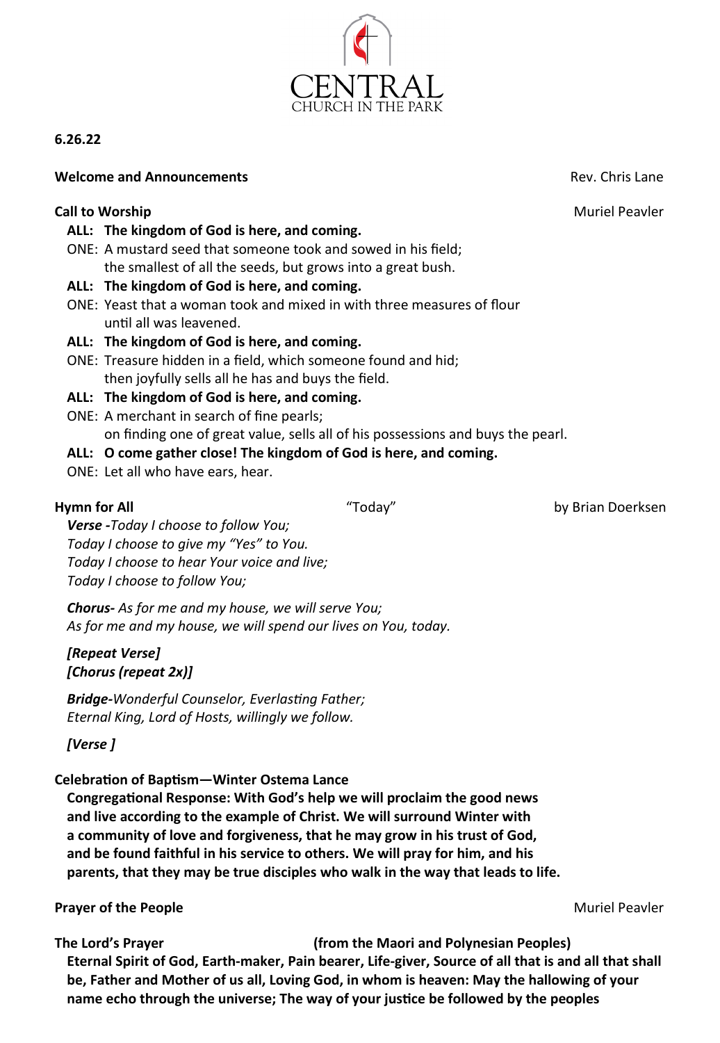CENTRAL
CHURCH IN THE PARK

**6.26.22**

**Welcome and Announcements** Rev. Chris Lane

**Call to Worship** Muriel Peavler

**ALL: The kingdom of God is here, and coming.**

ONE: A mustard seed that someone took and sowed in his field;
the smallest of all the seeds, but grows into a great bush.

**ALL: The kingdom of God is here, and coming.**

ONE: Yeast that a woman took and mixed in with three measures of flour
until all was leavened.

**ALL: The kingdom of God is here, and coming.**

ONE: Treasure hidden in a field, which someone found and hid;
then joyfully sells all he has and buys the field.

**ALL: The kingdom of God is here, and coming.**

ONE: A merchant in search of fine pearls;
on finding one of great value, sells all of his possessions and buys the pearl.

**ALL: O come gather close! The kingdom of God is here, and coming.**

ONE: Let all who have ears, hear.

**Hymn for All** "Today" by Brian Doerksen

***Verse -****Today I choose to follow You;*
*Today I choose to give my "Yes" to You.*
*Today I choose to hear Your voice and live;*
*Today I choose to follow You;*

***Chorus-*** *As for me and my house, we will serve You;*
*As for me and my house, we will spend our lives on You, today.*

***[Repeat Verse]***
***[Chorus (repeat 2x)]***

***Bridge-****Wonderful Counselor, Everlasting Father;*
*Eternal King, Lord of Hosts, willingly we follow.*

***[Verse ]***

**Celebration of Baptism—Winter Ostema Lance**

**Congregational Response: With God's help we will proclaim the good news and live according to the example of Christ. We will surround Winter with a community of love and forgiveness, that he may grow in his trust of God, and be found faithful in his service to others. We will pray for him, and his parents, that they may be true disciples who walk in the way that leads to life.**

**Prayer of the People** Muriel Peavler

**The Lord's Prayer (from the Maori and Polynesian Peoples)**

**Eternal Spirit of God, Earth-maker, Pain bearer, Life-giver, Source of all that is and all that shall be, Father and Mother of us all, Loving God, in whom is heaven: May the hallowing of your name echo through the universe; The way of your justice be followed by the peoples**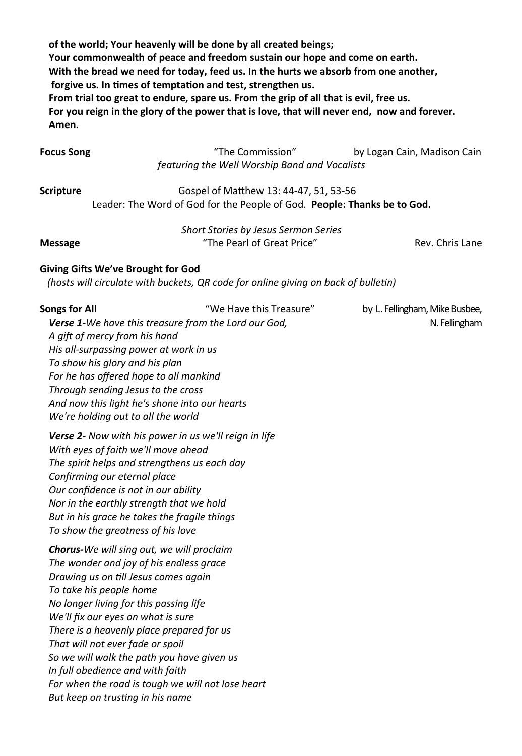**of the world; Your heavenly will be done by all created beings;**
**Your commonwealth of peace and freedom sustain our hope and come on earth.**
**With the bread we need for today, feed us. In the hurts we absorb from one another, forgive us. In times of temptation and test, strengthen us.**
**From trial too great to endure, spare us. From the grip of all that is evil, free us.**
**For you reign in the glory of the power that is love, that will never end, now and forever.**
**Amen.**

**Focus Song** "The Commission" by Logan Cain, Madison Cain
*featuring the Well Worship Band and Vocalists*

**Scripture** Gospel of Matthew 13: 44-47, 51, 53-56
Leader: The Word of God for the People of God. **People: Thanks be to God.**

*Short Stories by Jesus Sermon Series*
**Message** "The Pearl of Great Price" Rev. Chris Lane

**Giving Gifts We've Brought for God**
*(hosts will circulate with buckets, QR code for online giving on back of bulletin)*

**Songs for All** "We Have this Treasure" by L. Fellingham, Mike Busbee, N. Fellingham

***Verse 1****-We have this treasure from the Lord our God,*
*A gift of mercy from his hand*
*His all-surpassing power at work in us*
*To show his glory and his plan*
*For he has offered hope to all mankind*
*Through sending Jesus to the cross*
*And now this light he's shone into our hearts*
*We're holding out to all the world*

***Verse 2-*** *Now with his power in us we'll reign in life*
*With eyes of faith we'll move ahead*
*The spirit helps and strengthens us each day*
*Confirming our eternal place*
*Our confidence is not in our ability*
*Nor in the earthly strength that we hold*
*But in his grace he takes the fragile things*
*To show the greatness of his love*

***Chorus-****We will sing out, we will proclaim*
*The wonder and joy of his endless grace*
*Drawing us on till Jesus comes again*
*To take his people home*
*No longer living for this passing life*
*We'll fix our eyes on what is sure*
*There is a heavenly place prepared for us*
*That will not ever fade or spoil*
*So we will walk the path you have given us*
*In full obedience and with faith*
*For when the road is tough we will not lose heart*
*But keep on trusting in his name*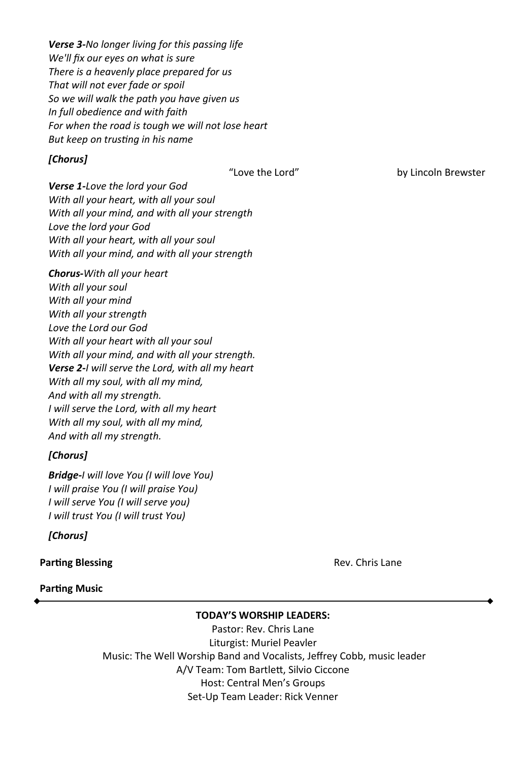***Verse 3-****No longer living for this passing life*
*We'll fix our eyes on what is sure*
*There is a heavenly place prepared for us*
*That will not ever fade or spoil*
*So we will walk the path you have given us*
*In full obedience and with faith*
*For when the road is tough we will not lose heart*
*But keep on trusting in his name*

***[Chorus]***

"Love the Lord" by Lincoln Brewster

***Verse 1-****Love the lord your God*
*With all your heart, with all your soul*
*With all your mind, and with all your strength*
*Love the lord your God*
*With all your heart, with all your soul*
*With all your mind, and with all your strength*

***Chorus-****With all your heart*
*With all your soul*
*With all your mind*
*With all your strength*
*Love the Lord our God*
*With all your heart with all your soul*
*With all your mind, and with all your strength.*
***Verse 2-****I will serve the Lord, with all my heart*
*With all my soul, with all my mind,*
*And with all my strength.*
*I will serve the Lord, with all my heart*
*With all my soul, with all my mind,*
*And with all my strength.*

***[Chorus]***

***Bridge-****I will love You (I will love You)*
*I will praise You (I will praise You)*
*I will serve You (I will serve you)*
*I will trust You (I will trust You)*

***[Chorus]***

**Parting Blessing** Rev. Chris Lane

**Parting Music**

---

**TODAY'S WORSHIP LEADERS:**

Pastor: Rev. Chris Lane
Liturgist: Muriel Peavler
Music: The Well Worship Band and Vocalists, Jeffrey Cobb, music leader
A/V Team: Tom Bartlett, Silvio Ciccone
Host: Central Men's Groups
Set-Up Team Leader: Rick Venner